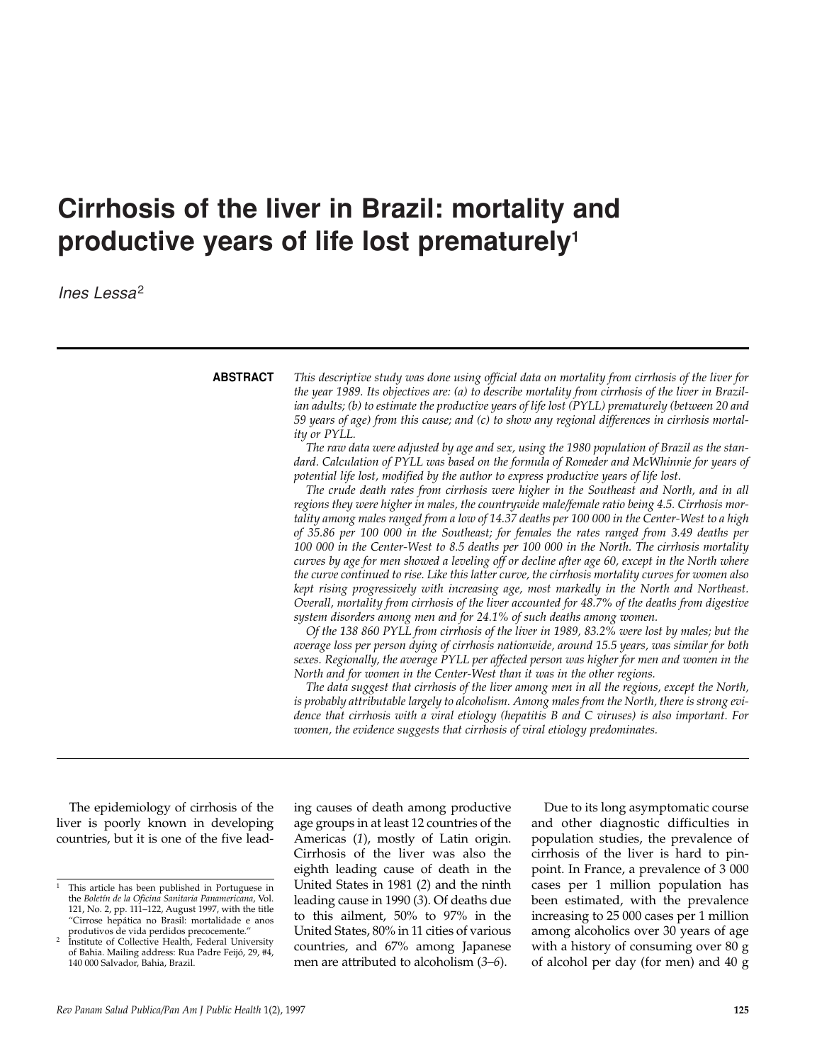# Cirrhosis of the liver in Brazil: mortality and productive years of life lost prematurely[1]

*Ines Lessa*[2]

**ABSTRACT**

*This descriptive study was done using official data on mortality from cirrhosis of the liver for the year 1989. Its objectives are: (a) to describe mortality from cirrhosis of the liver in Brazilian adults; (b) to estimate the productive years of life lost (PYLL) prematurely (between 20 and 59 years of age) from this cause; and (c) to show any regional differences in cirrhosis mortality or PYLL.*

*The raw data were adjusted by age and sex, using the 1980 population of Brazil as the standard. Calculation of PYLL was based on the formula of Romeder and McWhinnie for years of potential life lost, modified by the author to express productive years of life lost.*

*The crude death rates from cirrhosis were higher in the Southeast and North, and in all regions they were higher in males, the countrywide male/female ratio being 4.5. Cirrhosis mortality among males ranged from a low of 14.37 deaths per 100 000 in the Center-West to a high of 35.86 per 100 000 in the Southeast; for females the rates ranged from 3.49 deaths per 100 000 in the Center-West to 8.5 deaths per 100 000 in the North. The cirrhosis mortality curves by age for men showed a leveling off or decline after age 60, except in the North where the curve continued to rise. Like this latter curve, the cirrhosis mortality curves for women also kept rising progressively with increasing age, most markedly in the North and Northeast. Overall, mortality from cirrhosis of the liver accounted for 48.7% of the deaths from digestive system disorders among men and for 24.1% of such deaths among women.*

*Of the 138 860 PYLL from cirrhosis of the liver in 1989, 83.2% were lost by males; but the average loss per person dying of cirrhosis nationwide, around 15.5 years, was similar for both sexes. Regionally, the average PYLL per affected person was higher for men and women in the North and for women in the Center-West than it was in the other regions.*

*The data suggest that cirrhosis of the liver among men in all the regions, except the North, is probably attributable largely to alcoholism. Among males from the North, there is strong evidence that cirrhosis with a viral etiology (hepatitis B and C viruses) is also important. For women, the evidence suggests that cirrhosis of viral etiology predominates.*

---

The epidemiology of cirrhosis of the liver is poorly known in developing countries, but it is one of the five leading causes of death among productive age groups in at least 12 countries of the Americas (*1*), mostly of Latin origin. Cirrhosis of the liver was also the eighth leading cause of death in the United States in 1981 (*2*) and the ninth leading cause in 1990 (*3*). Of deaths due to this ailment, 50% to 97% in the United States, 80% in 11 cities of various countries, and 67% among Japanese men are attributed to alcoholism (*3–6*).

Due to its long asymptomatic course and other diagnostic difficulties in population studies, the prevalence of cirrhosis of the liver is hard to pinpoint. In France, a prevalence of 3 000 cases per 1 million population has been estimated, with the prevalence increasing to 25 000 cases per 1 million among alcoholics over 30 years of age with a history of consuming over 80 g of alcohol per day (for men) and 40 g

[1] This article has been published in Portuguese in the *Boletín de la Oficina Sanitaria Panamericana*, Vol. 121, No. 2, pp. 111–122, August 1997, with the title "Cirrose hepática no Brasil: mortalidade e anos produtivos de vida perdidos precocemente."

[2] Institute of Collective Health, Federal University of Bahia. Mailing address: Rua Padre Feijó, 29, #4, 140 000 Salvador, Bahia, Brazil.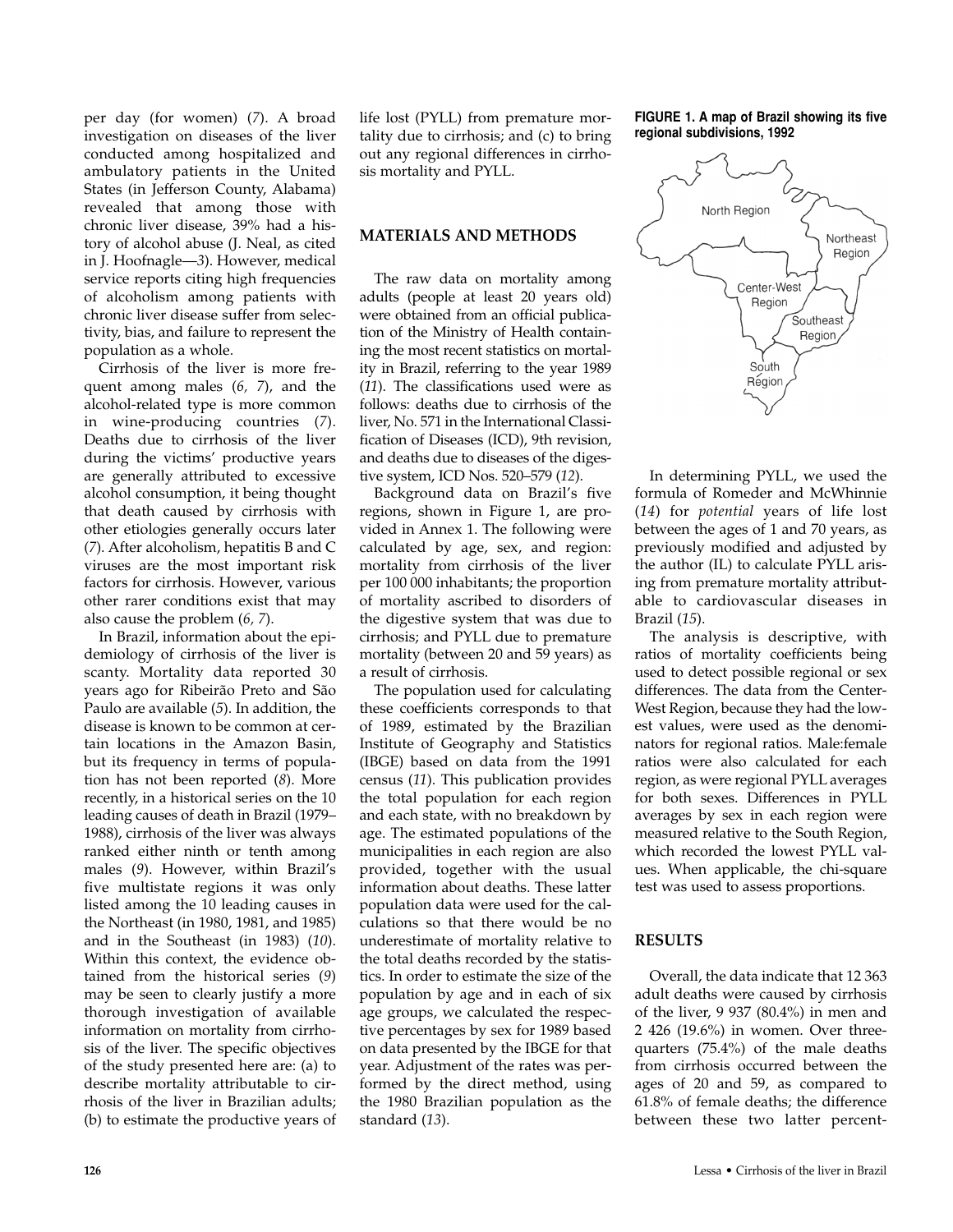per day (for women) (*7*). A broad investigation on diseases of the liver conducted among hospitalized and ambulatory patients in the United States (in Jefferson County, Alabama) revealed that among those with chronic liver disease, 39% had a history of alcohol abuse (J. Neal, as cited in J. Hoofnagle—*3*). However, medical service reports citing high frequencies of alcoholism among patients with chronic liver disease suffer from selectivity, bias, and failure to represent the population as a whole.

Cirrhosis of the liver is more frequent among males (*6, 7*), and the alcohol-related type is more common in wine-producing countries (*7*). Deaths due to cirrhosis of the liver during the victims' productive years are generally attributed to excessive alcohol consumption, it being thought that death caused by cirrhosis with other etiologies generally occurs later (*7*). After alcoholism, hepatitis B and C viruses are the most important risk factors for cirrhosis. However, various other rarer conditions exist that may also cause the problem (*6, 7*).

In Brazil, information about the epidemiology of cirrhosis of the liver is scanty. Mortality data reported 30 years ago for Ribeirão Preto and São Paulo are available (*5*). In addition, the disease is known to be common at certain locations in the Amazon Basin, but its frequency in terms of population has not been reported (*8*). More recently, in a historical series on the 10 leading causes of death in Brazil (1979–1988), cirrhosis of the liver was always ranked either ninth or tenth among males (*9*). However, within Brazil's five multistate regions it was only listed among the 10 leading causes in the Northeast (in 1980, 1981, and 1985) and in the Southeast (in 1983) (*10*). Within this context, the evidence obtained from the historical series (*9*) may be seen to clearly justify a more thorough investigation of available information on mortality from cirrhosis of the liver. The specific objectives of the study presented here are: (a) to describe mortality attributable to cirrhosis of the liver in Brazilian adults; (b) to estimate the productive years of life lost (PYLL) from premature mortality due to cirrhosis; and (c) to bring out any regional differences in cirrhosis mortality and PYLL.

## MATERIALS AND METHODS

The raw data on mortality among adults (people at least 20 years old) were obtained from an official publication of the Ministry of Health containing the most recent statistics on mortality in Brazil, referring to the year 1989 (*11*). The classifications used were as follows: deaths due to cirrhosis of the liver, No. 571 in the International Classification of Diseases (ICD), 9th revision, and deaths due to diseases of the digestive system, ICD Nos. 520–579 (*12*).

Background data on Brazil's five regions, shown in Figure 1, are provided in Annex 1. The following were calculated by age, sex, and region: mortality from cirrhosis of the liver per 100 000 inhabitants; the proportion of mortality ascribed to disorders of the digestive system that was due to cirrhosis; and PYLL due to premature mortality (between 20 and 59 years) as a result of cirrhosis.

The population used for calculating these coefficients corresponds to that of 1989, estimated by the Brazilian Institute of Geography and Statistics (IBGE) based on data from the 1991 census (*11*). This publication provides the total population for each region and each state, with no breakdown by age. The estimated populations of the municipalities in each region are also provided, together with the usual information about deaths. These latter population data were used for the calculations so that there would be no underestimate of mortality relative to the total deaths recorded by the statistics. In order to estimate the size of the population by age and in each of six age groups, we calculated the respective percentages by sex for 1989 based on data presented by the IBGE for that year. Adjustment of the rates was performed by the direct method, using the 1980 Brazilian population as the standard (*13*).

**FIGURE 1. A map of Brazil showing its five regional subdivisions, 1992**

In determining PYLL, we used the formula of Romeder and McWhinnie (*14*) for *potential* years of life lost between the ages of 1 and 70 years, as previously modified and adjusted by the author (IL) to calculate PYLL arising from premature mortality attributable to cardiovascular diseases in Brazil (*15*).

The analysis is descriptive, with ratios of mortality coefficients being used to detect possible regional or sex differences. The data from the Center-West Region, because they had the lowest values, were used as the denominators for regional ratios. Male:female ratios were also calculated for each region, as were regional PYLL averages for both sexes. Differences in PYLL averages by sex in each region were measured relative to the South Region, which recorded the lowest PYLL values. When applicable, the chi-square test was used to assess proportions.

## RESULTS

Overall, the data indicate that 12 363 adult deaths were caused by cirrhosis of the liver, 9 937 (80.4%) in men and 2 426 (19.6%) in women. Over three-quarters (75.4%) of the male deaths from cirrhosis occurred between the ages of 20 and 59, as compared to 61.8% of female deaths; the difference between these two latter percent-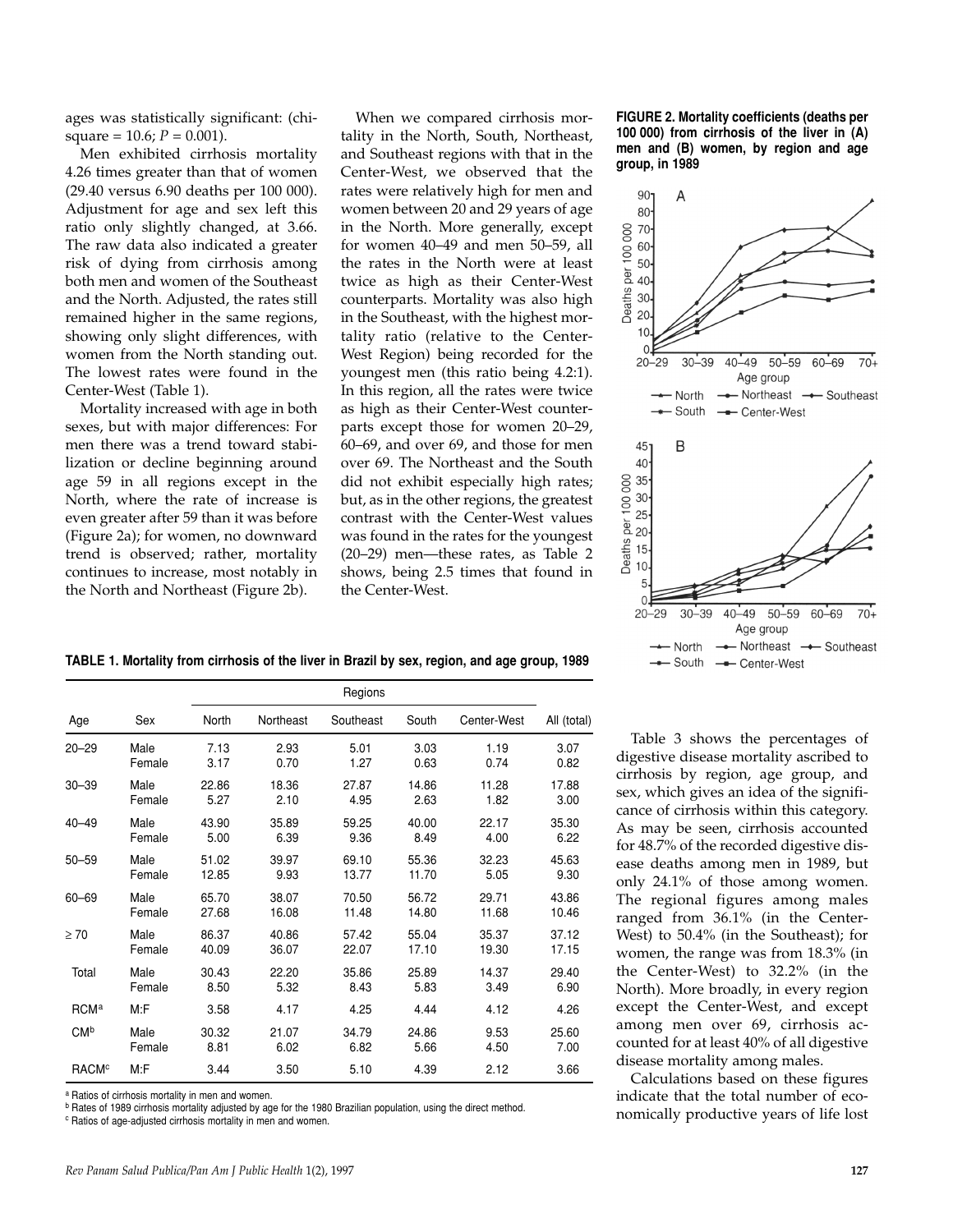ages was statistically significant: (chi-square = 10.6; $P = 0.001$).

Men exhibited cirrhosis mortality 4.26 times greater than that of women (29.40 versus 6.90 deaths per 100 000). Adjustment for age and sex left this ratio only slightly changed, at 3.66. The raw data also indicated a greater risk of dying from cirrhosis among both men and women of the Southeast and the North. Adjusted, the rates still remained higher in the same regions, showing only slight differences, with women from the North standing out. The lowest rates were found in the Center-West (Table 1).

Mortality increased with age in both sexes, but with major differences: For men there was a trend toward stabilization or decline beginning around age 59 in all regions except in the North, where the rate of increase is even greater after 59 than it was before (Figure 2a); for women, no downward trend is observed; rather, mortality continues to increase, most notably in the North and Northeast (Figure 2b).

When we compared cirrhosis mortality in the North, South, Northeast, and Southeast regions with that in the Center-West, we observed that the rates were relatively high for men and women between 20 and 29 years of age in the North. More generally, except for women 40–49 and men 50–59, all the rates in the North were at least twice as high as their Center-West counterparts. Mortality was also high in the Southeast, with the highest mortality ratio (relative to the Center-West Region) being recorded for the youngest men (this ratio being 4.2:1). In this region, all the rates were twice as high as their Center-West counterparts except those for women 20–29, 60–69, and over 69, and those for men over 69. The Northeast and the South did not exhibit especially high rates; but, as in the other regions, the greatest contrast with the Center-West values was found in the rates for the youngest (20–29) men—these rates, as Table 2 shows, being 2.5 times that found in the Center-West.

**FIGURE 2. Mortality coefficients (deaths per 100 000) from cirrhosis of the liver in (A) men and (B) women, by region and age group, in 1989**

**TABLE 1. Mortality from cirrhosis of the liver in Brazil by sex, region, and age group, 1989**

| Age | Sex | North | Northeast | Southeast | South | Center-West | All (total) |
|---|---|---|---|---|---|---|---|
| 20–29 | Male | 7.13 | 2.93 | 5.01 | 3.03 | 1.19 | 3.07 |
| | Female | 3.17 | 0.70 | 1.27 | 0.63 | 0.74 | 0.82 |
| 30–39 | Male | 22.86 | 18.36 | 27.87 | 14.86 | 11.28 | 17.88 |
| | Female | 5.27 | 2.10 | 4.95 | 2.63 | 1.82 | 3.00 |
| 40–49 | Male | 43.90 | 35.89 | 59.25 | 40.00 | 22.17 | 35.30 |
| | Female | 5.00 | 6.39 | 9.36 | 8.49 | 4.00 | 6.22 |
| 50–59 | Male | 51.02 | 39.97 | 69.10 | 55.36 | 32.23 | 45.63 |
| | Female | 12.85 | 9.93 | 13.77 | 11.70 | 5.05 | 9.30 |
| 60–69 | Male | 65.70 | 38.07 | 70.50 | 56.72 | 29.71 | 43.86 |
| | Female | 27.68 | 16.08 | 11.48 | 14.80 | 11.68 | 10.46 |
| ≥ 70 | Male | 86.37 | 40.86 | 57.42 | 55.04 | 35.37 | 37.12 |
| | Female | 40.09 | 36.07 | 22.07 | 17.10 | 19.30 | 17.15 |
| Total | Male | 30.43 | 22.20 | 35.86 | 25.89 | 14.37 | 29.40 |
| | Female | 8.50 | 5.32 | 8.43 | 5.83 | 3.49 | 6.90 |
| RCM[a] | M:F | 3.58 | 4.17 | 4.25 | 4.44 | 4.12 | 4.26 |
| CM[b] | Male | 30.32 | 21.07 | 34.79 | 24.86 | 9.53 | 25.60 |
| | Female | 8.81 | 6.02 | 6.82 | 5.66 | 4.50 | 7.00 |
| RACM[c] | M:F | 3.44 | 3.50 | 5.10 | 4.39 | 2.12 | 3.66 |

[a] Ratios of cirrhosis mortality in men and women.
[b] Rates of 1989 cirrhosis mortality adjusted by age for the 1980 Brazilian population, using the direct method.
[c] Ratios of age-adjusted cirrhosis mortality in men and women.

Table 3 shows the percentages of digestive disease mortality ascribed to cirrhosis by region, age group, and sex, which gives an idea of the significance of cirrhosis within this category. As may be seen, cirrhosis accounted for 48.7% of the recorded digestive disease deaths among men in 1989, but only 24.1% of those among women. The regional figures among males ranged from 36.1% (in the Center-West) to 50.4% (in the Southeast); for women, the range was from 18.3% (in the Center-West) to 32.2% (in the North). More broadly, in every region except the Center-West, and except among men over 69, cirrhosis accounted for at least 40% of all digestive disease mortality among males.

Calculations based on these figures indicate that the total number of economically productive years of life lost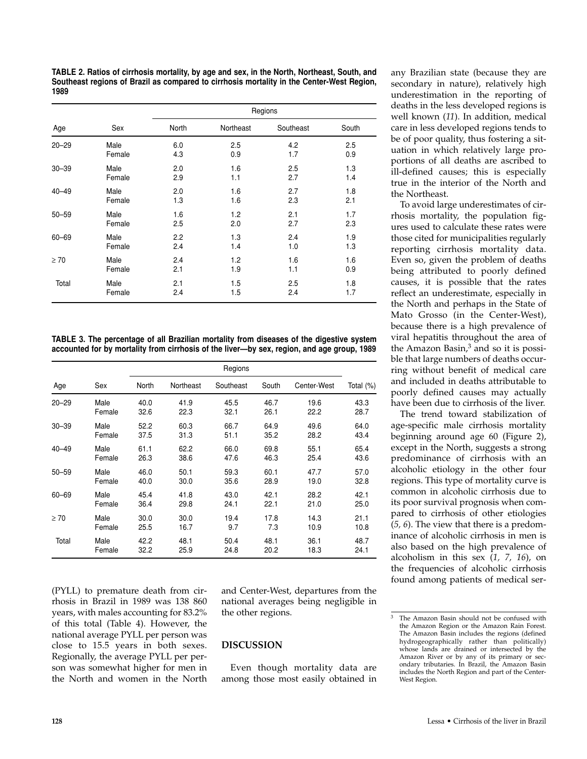**TABLE 2. Ratios of cirrhosis mortality, by age and sex, in the North, Northeast, South, and Southeast regions of Brazil as compared to cirrhosis mortality in the Center-West Region, 1989**

| Age | Sex | Regions | | | |
|---|---|---|---|---|---|
| | | North | Northeast | Southeast | South |
| 20–29 | Male | 6.0 | 2.5 | 4.2 | 2.5 |
| | Female | 4.3 | 0.9 | 1.7 | 0.9 |
| 30–39 | Male | 2.0 | 1.6 | 2.5 | 1.3 |
| | Female | 2.9 | 1.1 | 2.7 | 1.4 |
| 40–49 | Male | 2.0 | 1.6 | 2.7 | 1.8 |
| | Female | 1.3 | 1.6 | 2.3 | 2.1 |
| 50–59 | Male | 1.6 | 1.2 | 2.1 | 1.7 |
| | Female | 2.5 | 2.0 | 2.7 | 2.3 |
| 60–69 | Male | 2.2 | 1.3 | 2.4 | 1.9 |
| | Female | 2.4 | 1.4 | 1.0 | 1.3 |
| ≥ 70 | Male | 2.4 | 1.2 | 1.6 | 1.6 |
| | Female | 2.1 | 1.9 | 1.1 | 0.9 |
| Total | Male | 2.1 | 1.5 | 2.5 | 1.8 |
| | Female | 2.4 | 1.5 | 2.4 | 1.7 |

**TABLE 3. The percentage of all Brazilian mortality from diseases of the digestive system accounted for by mortality from cirrhosis of the liver—by sex, region, and age group, 1989**

| Age | Sex | Regions | | | | | Total (%) |
|---|---|---|---|---|---|---|---|
| | | North | Northeast | Southeast | South | Center-West | |
| 20–29 | Male | 40.0 | 41.9 | 45.5 | 46.7 | 19.6 | 43.3 |
| | Female | 32.6 | 22.3 | 32.1 | 26.1 | 22.2 | 28.7 |
| 30–39 | Male | 52.2 | 60.3 | 66.7 | 64.9 | 49.6 | 64.0 |
| | Female | 37.5 | 31.3 | 51.1 | 35.2 | 28.2 | 43.4 |
| 40–49 | Male | 61.1 | 62.2 | 66.0 | 69.8 | 55.1 | 65.4 |
| | Female | 26.3 | 38.6 | 47.6 | 46.3 | 25.4 | 43.6 |
| 50–59 | Male | 46.0 | 50.1 | 59.3 | 60.1 | 47.7 | 57.0 |
| | Female | 40.0 | 30.0 | 35.6 | 28.9 | 19.0 | 32.8 |
| 60–69 | Male | 45.4 | 41.8 | 43.0 | 42.1 | 28.2 | 42.1 |
| | Female | 36.4 | 29.8 | 24.1 | 22.1 | 21.0 | 25.0 |
| ≥ 70 | Male | 30.0 | 30.0 | 19.4 | 17.8 | 14.3 | 21.1 |
| | Female | 25.5 | 16.7 | 9.7 | 7.3 | 10.9 | 10.8 |
| Total | Male | 42.2 | 48.1 | 50.4 | 48.1 | 36.1 | 48.7 |
| | Female | 32.2 | 25.9 | 24.8 | 20.2 | 18.3 | 24.1 |

(PYLL) to premature death from cirrhosis in Brazil in 1989 was 138 860 years, with males accounting for 83.2% of this total (Table 4). However, the national average PYLL per person was close to 15.5 years in both sexes. Regionally, the average PYLL per person was somewhat higher for men in the North and women in the North and Center-West, departures from the national averages being negligible in the other regions.

## DISCUSSION

Even though mortality data are among those most easily obtained in any Brazilian state (because they are secondary in nature), relatively high underestimation in the reporting of deaths in the less developed regions is well known (*11*). In addition, medical care in less developed regions tends to be of poor quality, thus fostering a situation in which relatively large proportions of all deaths are ascribed to ill-defined causes; this is especially true in the interior of the North and the Northeast.

To avoid large underestimates of cirrhosis mortality, the population figures used to calculate these rates were those cited for municipalities regularly reporting cirrhosis mortality data. Even so, given the problem of deaths being attributed to poorly defined causes, it is possible that the rates reflect an underestimate, especially in the North and perhaps in the State of Mato Grosso (in the Center-West), because there is a high prevalence of viral hepatitis throughout the area of the Amazon Basin,[3] and so it is possible that large numbers of deaths occurring without benefit of medical care and included in deaths attributable to poorly defined causes may actually have been due to cirrhosis of the liver.

The trend toward stabilization of age-specific male cirrhosis mortality beginning around age 60 (Figure 2), except in the North, suggests a strong predominance of cirrhosis with an alcoholic etiology in the other four regions. This type of mortality curve is common in alcoholic cirrhosis due to its poor survival prognosis when compared to cirrhosis of other etiologies (*5, 6*). The view that there is a predominance of alcoholic cirrhosis in men is also based on the high prevalence of alcoholism in this sex (*1, 7, 16*), on the frequencies of alcoholic cirrhosis found among patients of medical ser-

[3] The Amazon Basin should not be confused with the Amazon Region or the Amazon Rain Forest. The Amazon Basin includes the regions (defined hydrogeographically rather than politically) whose lands are drained or intersected by the Amazon River or by any of its primary or secondary tributaries. In Brazil, the Amazon Basin includes the North Region and part of the Center-West Region.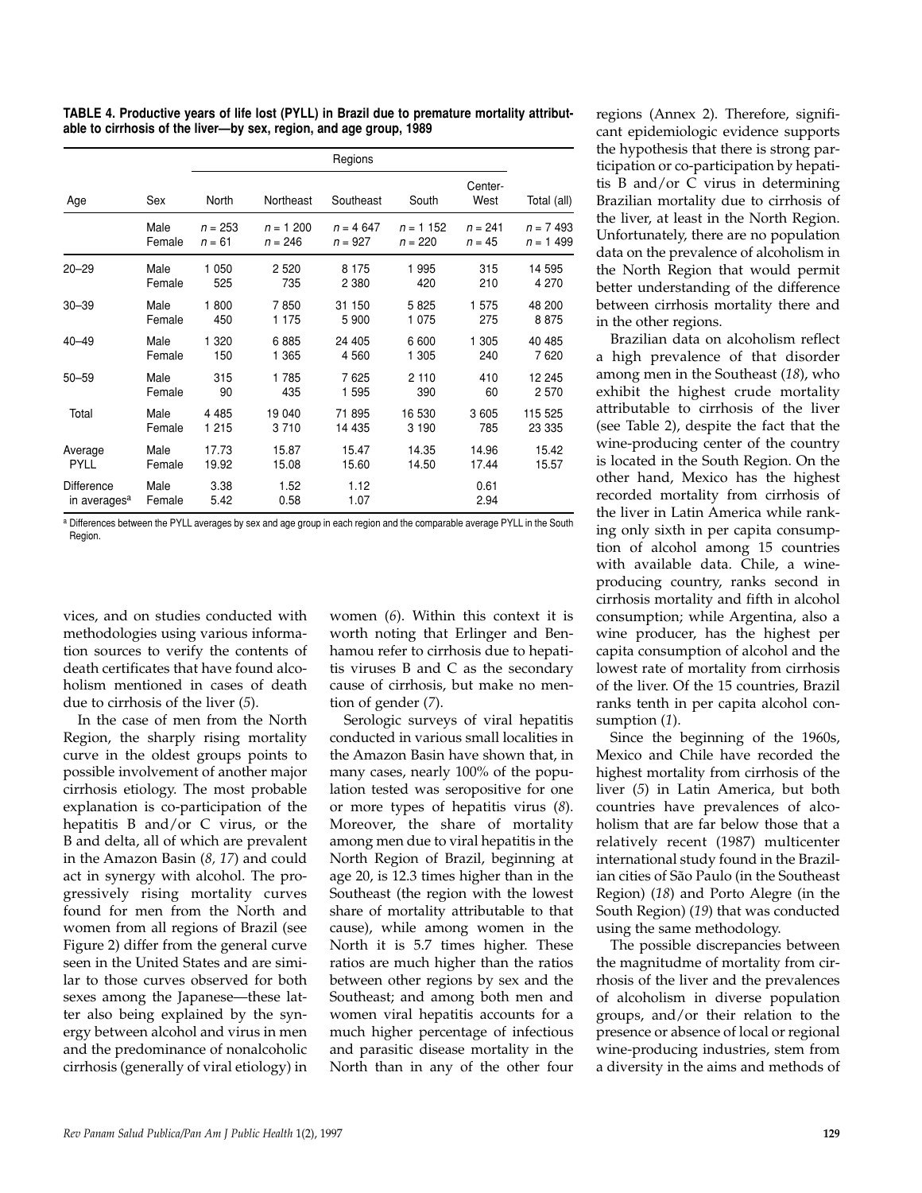**TABLE 4. Productive years of life lost (PYLL) in Brazil due to premature mortality attributable to cirrhosis of the liver—by sex, region, and age group, 1989**

| Age | Sex | Regions | | | | | |
|---|---|---|---|---|---|---|---|
| | | North | Northeast | Southeast | South | Center-West | Total (all) |
| | Male | $n$ = 253 | $n$ = 1 200 | $n$ = 4 647 | $n$ = 1 152 | $n$ = 241 | $n$ = 7 493 |
| | Female | $n$ = 61 | $n$ = 246 | $n$ = 927 | $n$ = 220 | $n$ = 45 | $n$ = 1 499 |
| 20–29 | Male | 1 050 | 2 520 | 8 175 | 1 995 | 315 | 14 595 |
| | Female | 525 | 735 | 2 380 | 420 | 210 | 4 270 |
| 30–39 | Male | 1 800 | 7 850 | 31 150 | 5 825 | 1 575 | 48 200 |
| | Female | 450 | 1 175 | 5 900 | 1 075 | 275 | 8 875 |
| 40–49 | Male | 1 320 | 6 885 | 24 405 | 6 600 | 1 305 | 40 485 |
| | Female | 150 | 1 365 | 4 560 | 1 305 | 240 | 7 620 |
| 50–59 | Male | 315 | 1 785 | 7 625 | 2 110 | 410 | 12 245 |
| | Female | 90 | 435 | 1 595 | 390 | 60 | 2 570 |
| Total | Male | 4 485 | 19 040 | 71 895 | 16 530 | 3 605 | 115 525 |
| | Female | 1 215 | 3 710 | 14 435 | 3 190 | 785 | 23 335 |
| Average PYLL | Male | 17.73 | 15.87 | 15.47 | 14.35 | 14.96 | 15.42 |
| | Female | 19.92 | 15.08 | 15.60 | 14.50 | 17.44 | 15.57 |
| Difference in averages[a] | Male | 3.38 | 1.52 | 1.12 | | 0.61 | |
| | Female | 5.42 | 0.58 | 1.07 | | 2.94 | |

[a] Differences between the PYLL averages by sex and age group in each region and the comparable average PYLL in the South Region.

vices, and on studies conducted with methodologies using various information sources to verify the contents of death certificates that have found alcoholism mentioned in cases of death due to cirrhosis of the liver (*5*).

In the case of men from the North Region, the sharply rising mortality curve in the oldest groups points to possible involvement of another major cirrhosis etiology. The most probable explanation is co-participation of the hepatitis B and/or C virus, or the B and delta, all of which are prevalent in the Amazon Basin (*8, 17*) and could act in synergy with alcohol. The progressively rising mortality curves found for men from the North and women from all regions of Brazil (see Figure 2) differ from the general curve seen in the United States and are similar to those curves observed for both sexes among the Japanese—these latter also being explained by the synergy between alcohol and virus in men and the predominance of nonalcoholic cirrhosis (generally of viral etiology) in women (*6*). Within this context it is worth noting that Erlinger and Benhamou refer to cirrhosis due to hepatitis viruses B and C as the secondary cause of cirrhosis, but make no mention of gender (*7*).

Serologic surveys of viral hepatitis conducted in various small localities in the Amazon Basin have shown that, in many cases, nearly 100% of the population tested was seropositive for one or more types of hepatitis virus (*8*). Moreover, the share of mortality among men due to viral hepatitis in the North Region of Brazil, beginning at age 20, is 12.3 times higher than in the Southeast (the region with the lowest share of mortality attributable to that cause), while among women in the North it is 5.7 times higher. These ratios are much higher than the ratios between other regions by sex and the Southeast; and among both men and women viral hepatitis accounts for a much higher percentage of infectious and parasitic disease mortality in the North than in any of the other four regions (Annex 2). Therefore, significant epidemiologic evidence supports the hypothesis that there is strong participation or co-participation by hepatitis B and/or C virus in determining Brazilian mortality due to cirrhosis of the liver, at least in the North Region. Unfortunately, there are no population data on the prevalence of alcoholism in the North Region that would permit better understanding of the difference between cirrhosis mortality there and in the other regions.

Brazilian data on alcoholism reflect a high prevalence of that disorder among men in the Southeast (*18*), who exhibit the highest crude mortality attributable to cirrhosis of the liver (see Table 2), despite the fact that the wine-producing center of the country is located in the South Region. On the other hand, Mexico has the highest recorded mortality from cirrhosis of the liver in Latin America while ranking only sixth in per capita consumption of alcohol among 15 countries with available data. Chile, a wine-producing country, ranks second in cirrhosis mortality and fifth in alcohol consumption; while Argentina, also a wine producer, has the highest per capita consumption of alcohol and the lowest rate of mortality from cirrhosis of the liver. Of the 15 countries, Brazil ranks tenth in per capita alcohol consumption (*1*).

Since the beginning of the 1960s, Mexico and Chile have recorded the highest mortality from cirrhosis of the liver (*5*) in Latin America, but both countries have prevalences of alcoholism that are far below those that a relatively recent (1987) multicenter international study found in the Brazilian cities of São Paulo (in the Southeast Region) (*18*) and Porto Alegre (in the South Region) (*19*) that was conducted using the same methodology.

The possible discrepancies between the magnitudme of mortality from cirrhosis of the liver and the prevalences of alcoholism in diverse population groups, and/or their relation to the presence or absence of local or regional wine-producing industries, stem from a diversity in the aims and methods of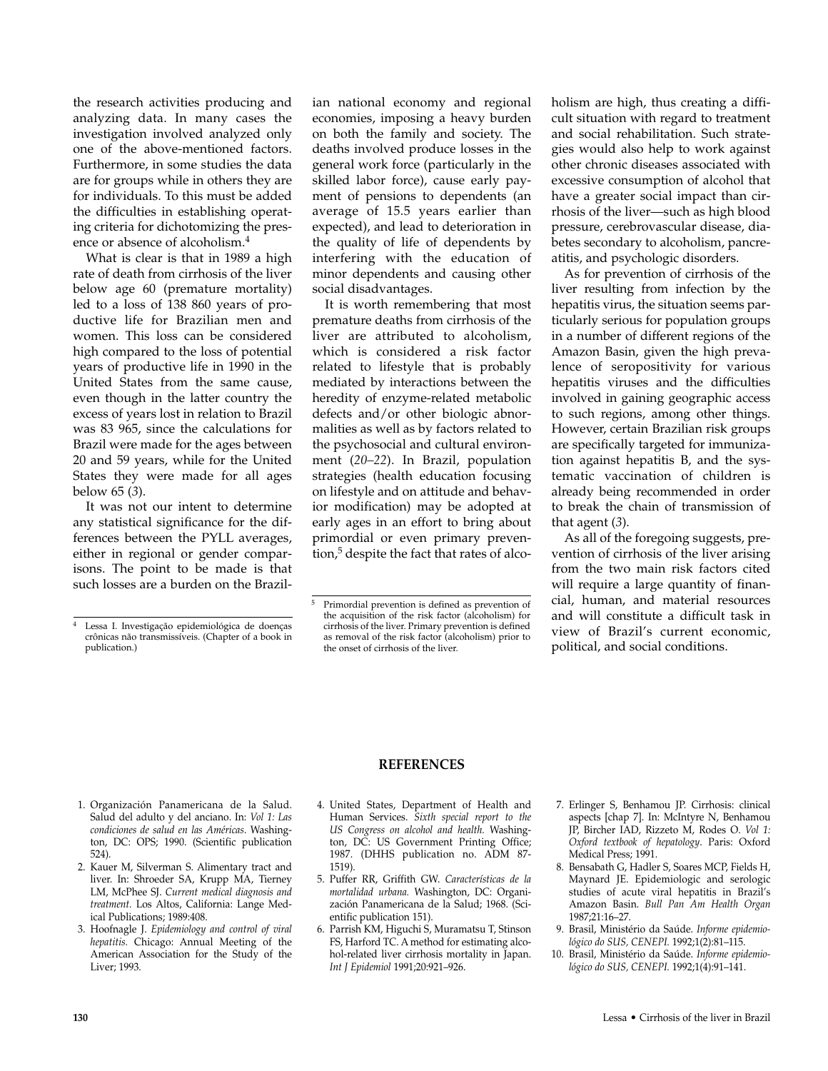the research activities producing and analyzing data. In many cases the investigation involved analyzed only one of the above-mentioned factors. Furthermore, in some studies the data are for groups while in others they are for individuals. To this must be added the difficulties in establishing operating criteria for dichotomizing the presence or absence of alcoholism.[4]

What is clear is that in 1989 a high rate of death from cirrhosis of the liver below age 60 (premature mortality) led to a loss of 138 860 years of productive life for Brazilian men and women. This loss can be considered high compared to the loss of potential years of productive life in 1990 in the United States from the same cause, even though in the latter country the excess of years lost in relation to Brazil was 83 965, since the calculations for Brazil were made for the ages between 20 and 59 years, while for the United States they were made for all ages below 65 (*3*).

It was not our intent to determine any statistical significance for the differences between the PYLL averages, either in regional or gender comparisons. The point to be made is that such losses are a burden on the Brazilian national economy and regional economies, imposing a heavy burden on both the family and society. The deaths involved produce losses in the general work force (particularly in the skilled labor force), cause early payment of pensions to dependents (an average of 15.5 years earlier than expected), and lead to deterioration in the quality of life of dependents by interfering with the education of minor dependents and causing other social disadvantages.

It is worth remembering that most premature deaths from cirrhosis of the liver are attributed to alcoholism, which is considered a risk factor related to lifestyle that is probably mediated by interactions between the heredity of enzyme-related metabolic defects and/or other biologic abnormalities as well as by factors related to the psychosocial and cultural environment (*20–22*). In Brazil, population strategies (health education focusing on lifestyle and on attitude and behavior modification) may be adopted at early ages in an effort to bring about primordial or even primary prevention,[5] despite the fact that rates of alcoholism are high, thus creating a difficult situation with regard to treatment and social rehabilitation. Such strategies would also help to work against other chronic diseases associated with excessive consumption of alcohol that have a greater social impact than cirrhosis of the liver—such as high blood pressure, cerebrovascular disease, diabetes secondary to alcoholism, pancreatitis, and psychologic disorders.

As for prevention of cirrhosis of the liver resulting from infection by the hepatitis virus, the situation seems particularly serious for population groups in a number of different regions of the Amazon Basin, given the high prevalence of seropositivity for various hepatitis viruses and the difficulties involved in gaining geographic access to such regions, among other things. However, certain Brazilian risk groups are specifically targeted for immunization against hepatitis B, and the systematic vaccination of children is already being recommended in order to break the chain of transmission of that agent (*3*).

As all of the foregoing suggests, prevention of cirrhosis of the liver arising from the two main risk factors cited will require a large quantity of financial, human, and material resources and will constitute a difficult task in view of Brazil's current economic, political, and social conditions.

[4] Lessa I. Investigação epidemiológica de doenças crônicas não transmissíveis. (Chapter of a book in publication.)

[5] Primordial prevention is defined as prevention of the acquisition of the risk factor (alcoholism) for cirrhosis of the liver. Primary prevention is defined as removal of the risk factor (alcoholism) prior to the onset of cirrhosis of the liver.

## REFERENCES

1. Organización Panamericana de la Salud. Salud del adulto y del anciano. In: *Vol 1: Las condiciones de salud en las Américas*. Washington, DC: OPS; 1990. (Scientific publication 524).
2. Kauer M, Silverman S. Alimentary tract and liver. In: Shroeder SA, Krupp MA, Tierney LM, McPhee SJ. *Current medical diagnosis and treatment.* Los Altos, California: Lange Medical Publications; 1989:408.
3. Hoofnagle J. *Epidemiology and control of viral hepatitis.* Chicago: Annual Meeting of the American Association for the Study of the Liver; 1993.
4. United States, Department of Health and Human Services. *Sixth special report to the US Congress on alcohol and health.* Washington, DC: US Government Printing Office; 1987. (DHHS publication no. ADM 87-1519).
5. Puffer RR, Griffith GW. *Características de la mortalidad urbana.* Washington, DC: Organización Panamericana de la Salud; 1968. (Scientific publication 151).
6. Parrish KM, Higuchi S, Muramatsu T, Stinson FS, Harford TC. A method for estimating alcohol-related liver cirrhosis mortality in Japan. *Int J Epidemiol* 1991;20:921–926.
7. Erlinger S, Benhamou JP. Cirrhosis: clinical aspects [chap 7]. In: McIntyre N, Benhamou JP, Bircher IAD, Rizzeto M, Rodes O. *Vol 1: Oxford textbook of hepatology*. Paris: Oxford Medical Press; 1991.
8. Bensabath G, Hadler S, Soares MCP, Fields H, Maynard JE. Epidemiologic and serologic studies of acute viral hepatitis in Brazil's Amazon Basin. *Bull Pan Am Health Organ* 1987;21:16–27.
9. Brasil, Ministério da Saúde. *Informe epidemiológico do SUS, CENEPI.* 1992;1(2):81–115.
10. Brasil, Ministério da Saúde. *Informe epidemiológico do SUS, CENEPI.* 1992;1(4):91–141.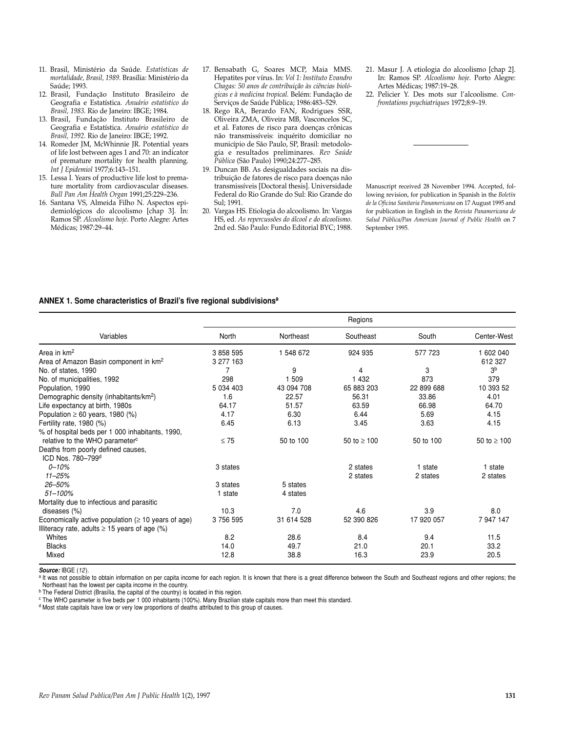11. Brasil, Ministério da Saúde. *Estatísticas de mortalidade, Brasil, 1989.* Brasília: Ministério da Saúde; 1993.
12. Brasil, Fundação Instituto Brasileiro de Geografia e Estatística. *Anuário estatístico do Brasil, 1983.* Rio de Janeiro: IBGE; 1984.
13. Brasil, Fundação Instituto Brasileiro de Geografia e Estatística. *Anuário estatístico do Brasil, 1992.* Rio de Janeiro: IBGE; 1992.
14. Romeder JM, McWhinnie JR. Potential years of life lost between ages 1 and 70: an indicator of premature mortality for health planning. *Int J Epidemiol* 1977;6:143–151.
15. Lessa I. Years of productive life lost to premature mortality from cardiovascular diseases. *Bull Pan Am Health Organ* 1991;25:229–236.
16. Santana VS, Almeida Filho N. Aspectos epidemiológicos do alcoolismo [chap 3]. In: Ramos SP. *Alcoolismo hoje.* Porto Alegre: Artes Médicas; 1987:29–44.
17. Bensabath G, Soares MCP, Maia MMS. Hepatites por vírus. In: *Vol 1: Instituto Evandro Chagas: 50 anos de contribuição às ciências biológicas e à medicina tropical.* Belém: Fundação de Serviços de Saúde Pública; 1986:483–529.
18. Rego RA, Berardo FAN, Rodrigues SSR, Oliveira ZMA, Oliveira MB, Vasconcelos SC, et al. Fatores de risco para doenças crônicas não transmissíveis: inquérito domiciliar no município de São Paulo, SP, Brasil: metodologia e resultados preliminares. *Rev Saúde Pública* (São Paulo) 1990;24:277–285.
19. Duncan BB. As desigualdades sociais na distribuição de fatores de risco para doenças não transmissíveis [Doctoral thesis]. Universidade Federal do Rio Grande do Sul: Rio Grande do Sul; 1991.
20. Vargas HS. Etiologia do alcoolismo. In: Vargas HS, ed. *As repercussões do álcool e do alcoolismo.* 2nd ed. São Paulo: Fundo Editorial BYC; 1988.
21. Masur J. A etiologia do alcoolismo [chap 2]. In: Ramos SP. *Alcoolismo hoje.* Porto Alegre: Artes Médicas; 1987:19–28.
22. Pelicier Y. Des mots sur l'alcoolisme. *Confrontations psychiatriques* 1972;8:9–19.

Manuscript received 28 November 1994. Accepted, following revision, for publication in Spanish in the *Boletín de la Oficina Sanitaria Panamericana* on 17 August 1995 and for publication in English in the *Revista Panamericana de Salud Pública/Pan American Journal of Public Health* on 7 September 1995.

**ANNEX 1. Some characteristics of Brazil's five regional subdivisions[a]**

| Variables | Regions | | | | |
|---|---|---|---|---|---|
| | North | Northeast | Southeast | South | Center-West |
| Area in km$^2$ | 3 858 595 | 1 548 672 | 924 935 | 577 723 | 1 602 040 |
| Area of Amazon Basin component in km$^2$ | 3 277 163 | | | | 612 327 |
| No. of states, 1990 | 7 | 9 | 4 | 3 | 3[b] |
| No. of municipalities, 1992 | 298 | 1 509 | 1 432 | 873 | 379 |
| Population, 1990 | 5 034 403 | 43 094 708 | 65 883 203 | 22 899 688 | 10 393 52 |
| Demographic density (inhabitants/km$^2$) | 1.6 | 22.57 | 56.31 | 33.86 | 4.01 |
| Life expectancy at birth, 1980s | 64.17 | 51.57 | 63.59 | 66.98 | 64.70 |
| Population ≥ 60 years, 1980 (%) | 4.17 | 6.30 | 6.44 | 5.69 | 4.15 |
| Fertility rate, 1980 (%) | 6.45 | 6.13 | 3.45 | 3.63 | 4.15 |
| % of hospital beds per 1 000 inhabitants, 1990, relative to the WHO parameter[c] | ≤ 75 | 50 to 100 | 50 to ≥ 100 | 50 to 100 | 50 to ≥ 100 |
| Deaths from poorly defined causes, ICD Nos. 780–799[d] | | | | | |
| *0–10%* | 3 states | | 2 states | 1 state | 1 state |
| *11–25%* | | | 2 states | 2 states | 2 states |
| *26–50%* | 3 states | 5 states | | | |
| *51–100%* | 1 state | 4 states | | | |
| Mortality due to infectious and parasitic diseases (%) | 10.3 | 7.0 | 4.6 | 3.9 | 8.0 |
| Economically active population (≥ 10 years of age) | 3 756 595 | 31 614 528 | 52 390 826 | 17 920 057 | 7 947 147 |
| Illiteracy rate, adults ≥ 15 years of age (%) | | | | | |
| Whites | 8.2 | 28.6 | 8.4 | 9.4 | 11.5 |
| Blacks | 14.0 | 49.7 | 21.0 | 20.1 | 33.2 |
| Mixed | 12.8 | 38.8 | 16.3 | 23.9 | 20.5 |

***Source:*** IBGE (*12*).

[a] It was not possible to obtain information on per capita income for each region. It is known that there is a great difference between the South and Southeast regions and other regions; the Northeast has the lowest per capita income in the country.

[b] The Federal District (Brasília, the capital of the country) is located in this region.

[c] The WHO parameter is five beds per 1 000 inhabitants (100%). Many Brazilian state capitals more than meet this standard.

[d] Most state capitals have low or very low proportions of deaths attributed to this group of causes.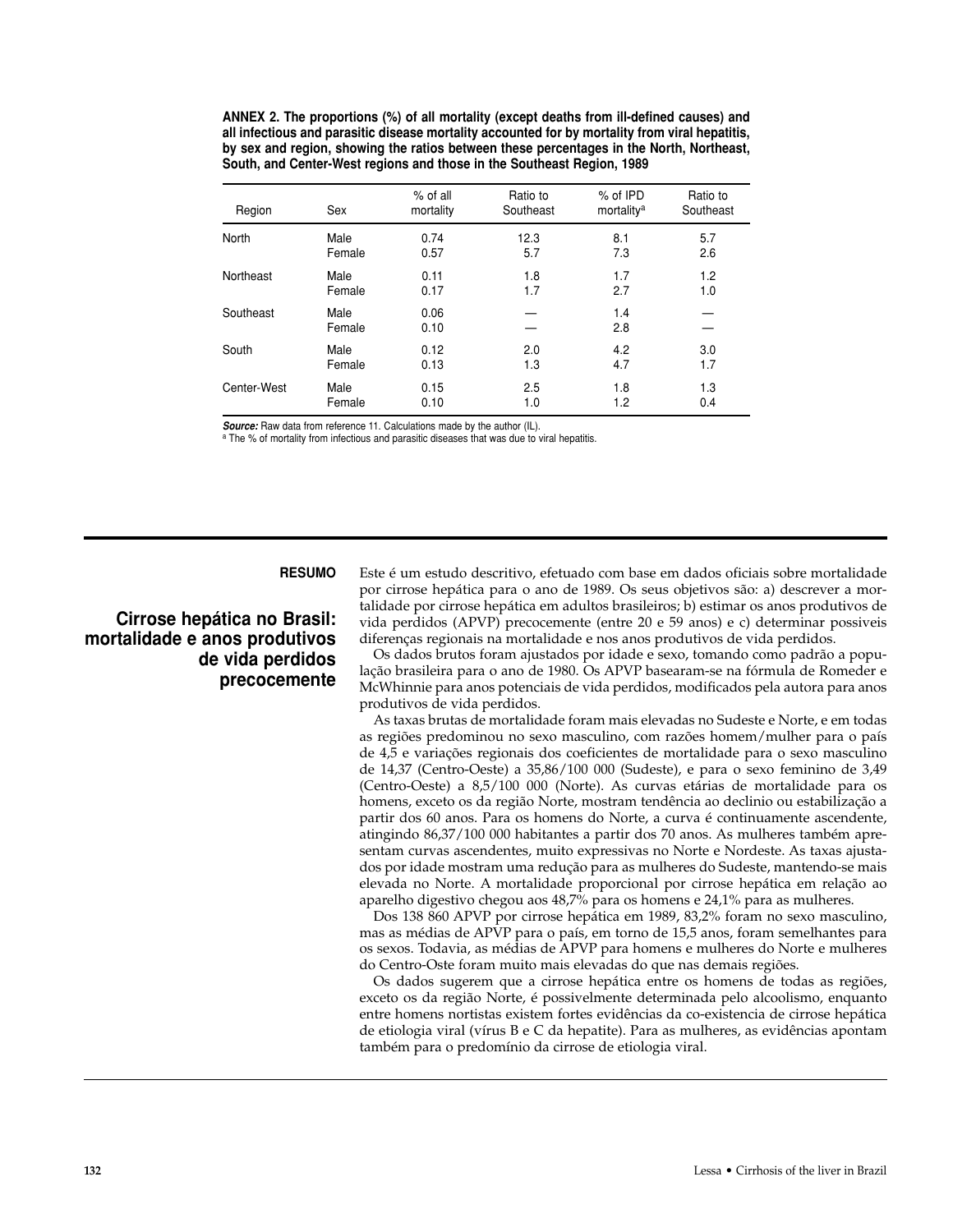**ANNEX 2. The proportions (%) of all mortality (except deaths from ill-defined causes) and all infectious and parasitic disease mortality accounted for by mortality from viral hepatitis, by sex and region, showing the ratios between these percentages in the North, Northeast, South, and Center-West regions and those in the Southeast Region, 1989**

| Region | Sex | % of all mortality | Ratio to Southeast | % of IPD mortality[a] | Ratio to Southeast |
|---|---|---|---|---|---|
| North | Male | 0.74 | 12.3 | 8.1 | 5.7 |
| | Female | 0.57 | 5.7 | 7.3 | 2.6 |
| Northeast | Male | 0.11 | 1.8 | 1.7 | 1.2 |
| | Female | 0.17 | 1.7 | 2.7 | 1.0 |
| Southeast | Male | 0.06 | — | 1.4 | — |
| | Female | 0.10 | — | 2.8 | — |
| South | Male | 0.12 | 2.0 | 4.2 | 3.0 |
| | Female | 0.13 | 1.3 | 4.7 | 1.7 |
| Center-West | Male | 0.15 | 2.5 | 1.8 | 1.3 |
| | Female | 0.10 | 1.0 | 1.2 | 0.4 |

***Source:*** Raw data from reference 11. Calculations made by the author (IL).
[a] The % of mortality from infectious and parasitic diseases that was due to viral hepatitis.

**RESUMO**

## Cirrose hepática no Brasil: mortalidade e anos produtivos de vida perdidos precocemente

Este é um estudo descritivo, efetuado com base em dados oficiais sobre mortalidade por cirrose hepática para o ano de 1989. Os seus objetivos são: a) descrever a mortalidade por cirrose hepática em adultos brasileiros; b) estimar os anos produtivos de vida perdidos (APVP) precocemente (entre 20 e 59 anos) e c) determinar possíveis diferenças regionais na mortalidade e nos anos produtivos de vida perdidos.

Os dados brutos foram ajustados por idade e sexo, tomando como padrão a população brasileira para o ano de 1980. Os APVP basearam-se na fórmula de Romeder e McWhinnie para anos potenciais de vida perdidos, modificados pela autora para anos produtivos de vida perdidos.

As taxas brutas de mortalidade foram mais elevadas no Sudeste e Norte, e em todas as regiões predominou no sexo masculino, com razões homem/mulher para o país de 4,5 e variações regionais dos coeficientes de mortalidade para o sexo masculino de 14,37 (Centro-Oeste) a 35,86/100 000 (Sudeste), e para o sexo feminino de 3,49 (Centro-Oeste) a 8,5/100 000 (Norte). As curvas etárias de mortalidade para os homens, exceto os da região Norte, mostram tendência ao declínio ou estabilização a partir dos 60 anos. Para os homens do Norte, a curva é continuamente ascendente, atingindo 86,37/100 000 habitantes a partir dos 70 anos. As mulheres também apresentam curvas ascendentes, muito expressivas no Norte e Nordeste. As taxas ajustadas por idade mostram uma redução para as mulheres do Sudeste, mantendo-se mais elevada no Norte. A mortalidade proporcional por cirrose hepática em relação ao aparelho digestivo chegou aos 48,7% para os homens e 24,1% para as mulheres.

Dos 138 860 APVP por cirrose hepática em 1989, 83,2% foram no sexo masculino, mas as médias de APVP para o país, em torno de 15,5 anos, foram semelhantes para os sexos. Todavia, as médias de APVP para homens e mulheres do Norte e mulheres do Centro-Oste foram muito mais elevadas do que nas demais regiões.

Os dados sugerem que a cirrose hepática entre os homens de todas as regiões, exceto os da região Norte, é possivelmente determinada pelo alcoolismo, enquanto entre homens nortistas existem fortes evidências da co-existencia de cirrose hepática de etiologia viral (vírus B e C da hepatite). Para as mulheres, as evidências apontam também para o predomínio da cirrose de etiologia viral.